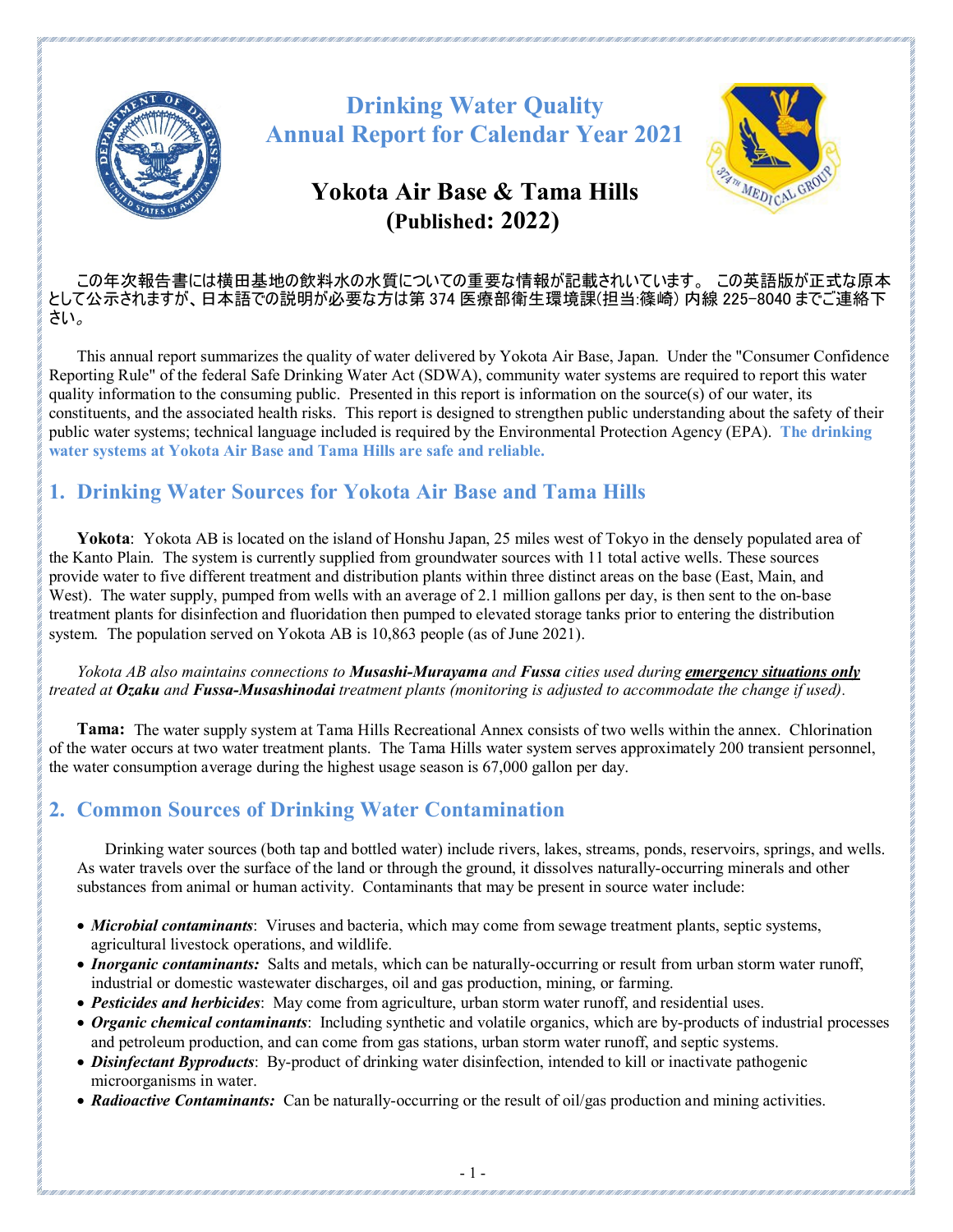# Drinking Water Quality Annual Report for Calendar Year 2021

## Yokota Air Base & Tama Hills (Published: 2022)

この年次報告書には横田基地の飲料水の水質についての重要な情報が記載されています。 この英語版が正式な原本として公示されますが、日本語での説明が必要な方は第 374 医療部衛生環境課(担当:篠崎) 内線 225-8040 までご連絡下さい。

This annual report summarizes the quality of water delivered by Yokota Air Base, Japan. Under the "Consumer Confidence Reporting Rule" of the federal Safe Drinking Water Act (SDWA), community water systems are required to report this water quality information to the consuming public. Presented in this report is information on the source(s) of our water, its constituents, and the associated health risks. This report is designed to strengthen public understanding about the safety of their public water systems; technical language included is required by the Environmental Protection Agency (EPA). **The drinking water systems at Yokota Air Base and Tama Hills are safe and reliable.**

## 1. Drinking Water Sources for Yokota Air Base and Tama Hills

**Yokota**: Yokota AB is located on the island of Honshu Japan, 25 miles west of Tokyo in the densely populated area of the Kanto Plain. The system is currently supplied from groundwater sources with 11 total active wells. These sources provide water to five different treatment and distribution plants within three distinct areas on the base (East, Main, and West). The water supply, pumped from wells with an average of 2.1 million gallons per day, is then sent to the on-base treatment plants for disinfection and fluoridation then pumped to elevated storage tanks prior to entering the distribution system. The population served on Yokota AB is 10,863 people (as of June 2021).

*Yokota AB also maintains connections to **Musashi-Murayama** and **Fussa** cities used during **emergency situations only** treated at **Ozaku** and **Fussa-Musashinodai** treatment plants (monitoring is adjusted to accommodate the change if used).*

**Tama:** The water supply system at Tama Hills Recreational Annex consists of two wells within the annex. Chlorination of the water occurs at two water treatment plants. The Tama Hills water system serves approximately 200 transient personnel, the water consumption average during the highest usage season is 67,000 gallon per day.

## 2. Common Sources of Drinking Water Contamination

Drinking water sources (both tap and bottled water) include rivers, lakes, streams, ponds, reservoirs, springs, and wells. As water travels over the surface of the land or through the ground, it dissolves naturally-occurring minerals and other substances from animal or human activity. Contaminants that may be present in source water include:

- ***Microbial contaminants***: Viruses and bacteria, which may come from sewage treatment plants, septic systems, agricultural livestock operations, and wildlife.
- ***Inorganic contaminants:*** Salts and metals, which can be naturally-occurring or result from urban storm water runoff, industrial or domestic wastewater discharges, oil and gas production, mining, or farming.
- ***Pesticides and herbicides***: May come from agriculture, urban storm water runoff, and residential uses.
- ***Organic chemical contaminants***: Including synthetic and volatile organics, which are by-products of industrial processes and petroleum production, and can come from gas stations, urban storm water runoff, and septic systems.
- ***Disinfectant Byproducts***: By-product of drinking water disinfection, intended to kill or inactivate pathogenic microorganisms in water.
- ***Radioactive Contaminants:*** Can be naturally-occurring or the result of oil/gas production and mining activities.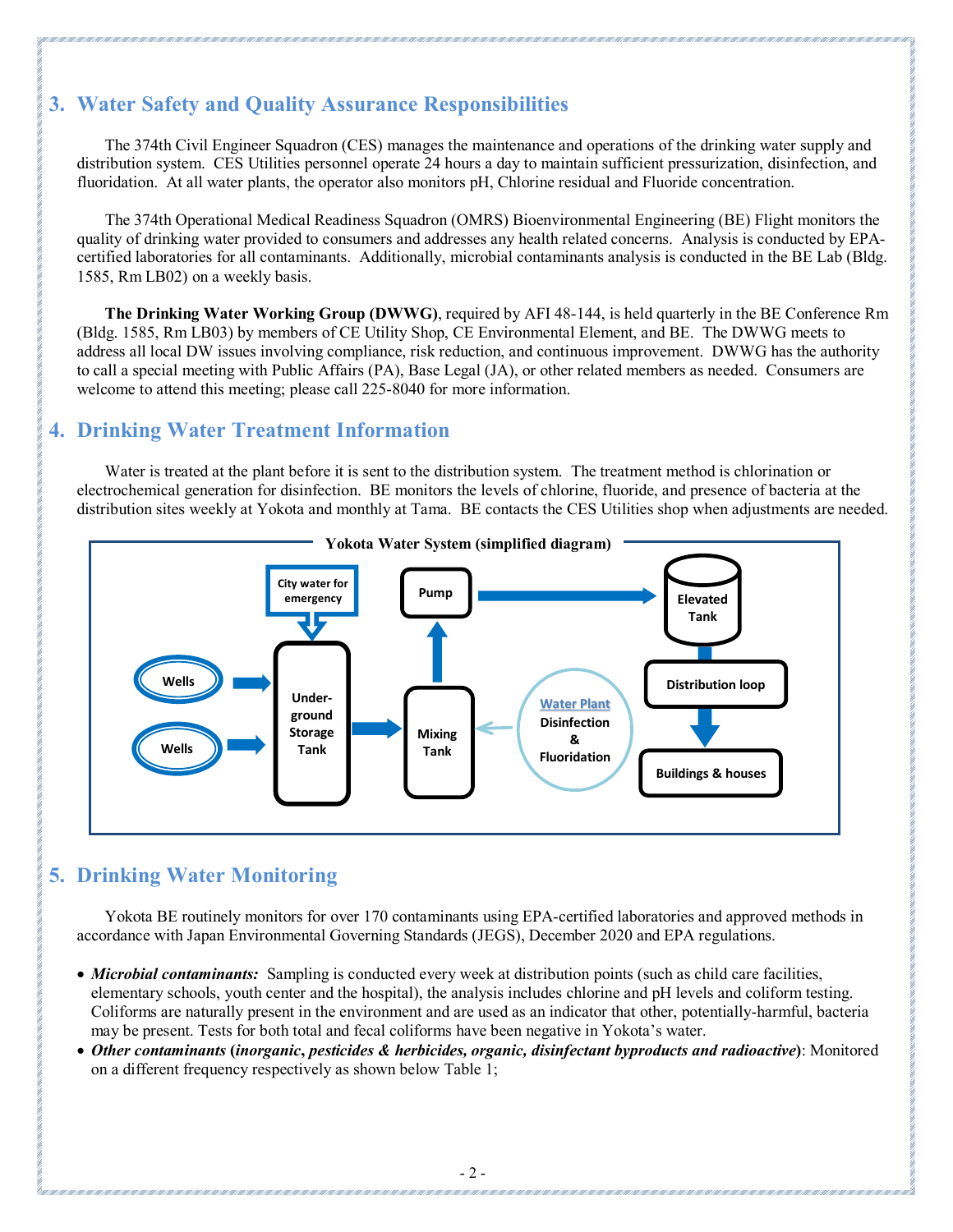## 3. Water Safety and Quality Assurance Responsibilities

The 374th Civil Engineer Squadron (CES) manages the maintenance and operations of the drinking water supply and distribution system. CES Utilities personnel operate 24 hours a day to maintain sufficient pressurization, disinfection, and fluoridation. At all water plants, the operator also monitors pH, Chlorine residual and Fluoride concentration.

The 374th Operational Medical Readiness Squadron (OMRS) Bioenvironmental Engineering (BE) Flight monitors the quality of drinking water provided to consumers and addresses any health related concerns. Analysis is conducted by EPA-certified laboratories for all contaminants. Additionally, microbial contaminants analysis is conducted in the BE Lab (Bldg. 1585, Rm LB02) on a weekly basis.

**The Drinking Water Working Group (DWWG)**, required by AFI 48-144, is held quarterly in the BE Conference Rm (Bldg. 1585, Rm LB03) by members of CE Utility Shop, CE Environmental Element, and BE. The DWWG meets to address all local DW issues involving compliance, risk reduction, and continuous improvement. DWWG has the authority to call a special meeting with Public Affairs (PA), Base Legal (JA), or other related members as needed. Consumers are welcome to attend this meeting; please call 225-8040 for more information.

## 4. Drinking Water Treatment Information

Water is treated at the plant before it is sent to the distribution system. The treatment method is chlorination or electrochemical generation for disinfection. BE monitors the levels of chlorine, fluoride, and presence of bacteria at the distribution sites weekly at Yokota and monthly at Tama. BE contacts the CES Utilities shop when adjustments are needed.

**Yokota Water System (simplified diagram)**

Wells → Under-ground Storage Tank (City water for emergency → Under-ground Storage Tank) → Mixing Tank (← Water Plant Disinfection & Fluoridation) → Pump → Elevated Tank → Distribution loop → Buildings & houses

## 5. Drinking Water Monitoring

Yokota BE routinely monitors for over 170 contaminants using EPA-certified laboratories and approved methods in accordance with Japan Environmental Governing Standards (JEGS), December 2020 and EPA regulations.

- ***Microbial contaminants:*** Sampling is conducted every week at distribution points (such as child care facilities, elementary schools, youth center and the hospital), the analysis includes chlorine and pH levels and coliform testing. Coliforms are naturally present in the environment and are used as an indicator that other, potentially-harmful, bacteria may be present. Tests for both total and fecal coliforms have been negative in Yokota's water.
- ***Other contaminants*** **(*inorganic*, *pesticides & herbicides*, *organic*, *disinfectant byproducts and radioactive*)**: Monitored on a different frequency respectively as shown below Table 1;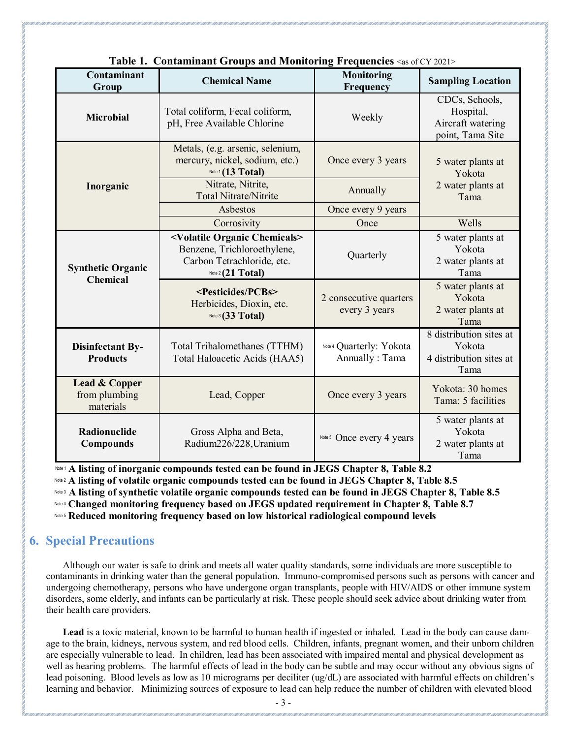**Table 1. Contaminant Groups and Monitoring Frequencies** <as of CY 2021>

| Contaminant Group | Chemical Name | Monitoring Frequency | Sampling Location |
|---|---|---|---|
| **Microbial** | Total coliform, Fecal coliform, pH, Free Available Chlorine | Weekly | CDCs, Schools, Hospital, Aircraft watering point, Tama Site |
| **Inorganic** | Metals, (e.g. arsenic, selenium, mercury, nickel, sodium, etc.) Note 1 **(13 Total)** | Once every 3 years | 5 water plants at Yokota 2 water plants at Tama |
| | Nitrate, Nitrite, Total Nitrate/Nitrite | Annually | |
| | Asbestos | Once every 9 years | |
| | Corrosivity | Once | Wells |
| **Synthetic Organic Chemical** | **<Volatile Organic Chemicals>** Benzene, Trichloroethylene, Carbon Tetrachloride, etc. Note 2 **(21 Total)** | Quarterly | 5 water plants at Yokota 2 water plants at Tama |
| | **<Pesticides/PCBs>** Herbicides, Dioxin, etc. Note 3 **(33 Total)** | 2 consecutive quarters every 3 years | 5 water plants at Yokota 2 water plants at Tama |
| **Disinfectant By-Products** | Total Trihalomethanes (TTHM) Total Haloacetic Acids (HAA5) | Note 4 Quarterly: Yokota Annually : Tama | 8 distribution sites at Yokota 4 distribution sites at Tama |
| **Lead & Copper** from plumbing materials | Lead, Copper | Once every 3 years | Yokota: 30 homes Tama: 5 facilities |
| **Radionuclide Compounds** | Gross Alpha and Beta, Radium226/228,Uranium | Note 5 Once every 4 years | 5 water plants at Yokota 2 water plants at Tama |

Note 1 **A listing of inorganic compounds tested can be found in JEGS Chapter 8, Table 8.2**

Note 2 **A listing of volatile organic compounds tested can be found in JEGS Chapter 8, Table 8.5**

Note 3 **A listing of synthetic volatile organic compounds tested can be found in JEGS Chapter 8, Table 8.5**

Note 4 **Changed monitoring frequency based on JEGS updated requirement in Chapter 8, Table 8.7**

Note 5 **Reduced monitoring frequency based on low historical radiological compound levels**

## 6. Special Precautions

Although our water is safe to drink and meets all water quality standards, some individuals are more susceptible to contaminants in drinking water than the general population. Immuno-compromised persons such as persons with cancer and undergoing chemotherapy, persons who have undergone organ transplants, people with HIV/AIDS or other immune system disorders, some elderly, and infants can be particularly at risk. These people should seek advice about drinking water from their health care providers.

**Lead** is a toxic material, known to be harmful to human health if ingested or inhaled. Lead in the body can cause damage to the brain, kidneys, nervous system, and red blood cells. Children, infants, pregnant women, and their unborn children are especially vulnerable to lead. In children, lead has been associated with impaired mental and physical development as well as hearing problems. The harmful effects of lead in the body can be subtle and may occur without any obvious signs of lead poisoning. Blood levels as low as 10 micrograms per deciliter (ug/dL) are associated with harmful effects on children's learning and behavior. Minimizing sources of exposure to lead can help reduce the number of children with elevated blood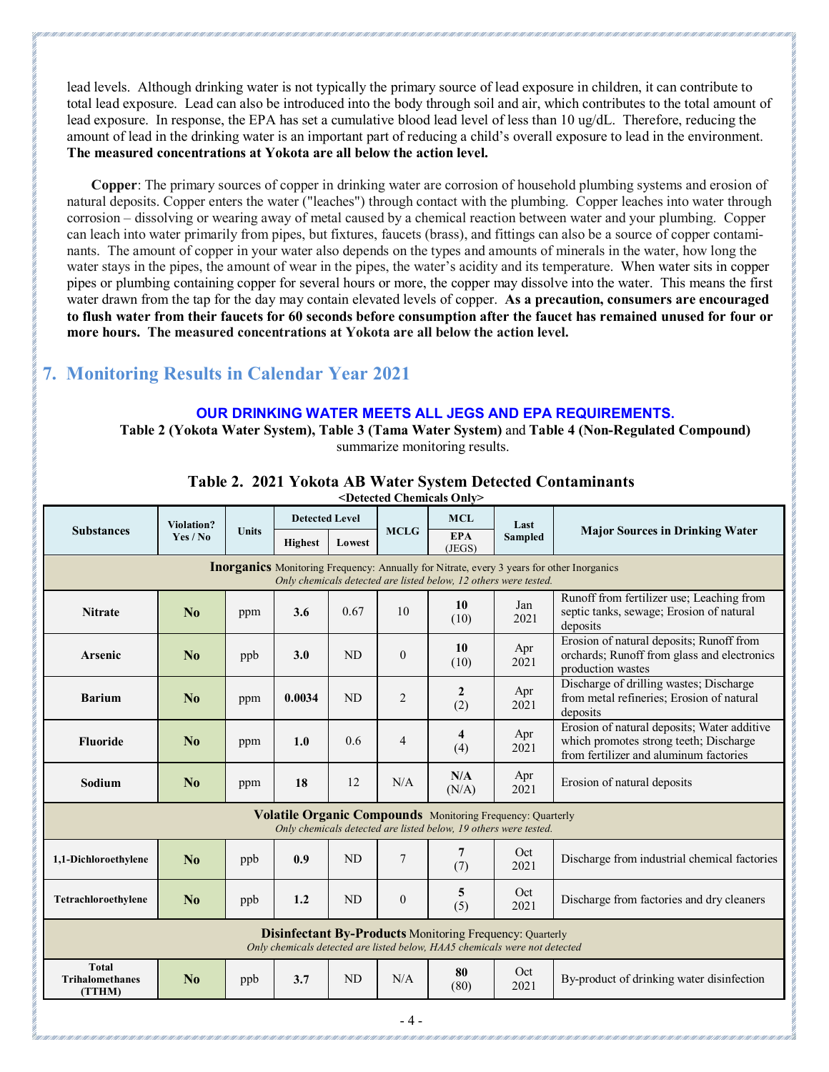lead levels. Although drinking water is not typically the primary source of lead exposure in children, it can contribute to total lead exposure. Lead can also be introduced into the body through soil and air, which contributes to the total amount of lead exposure. In response, the EPA has set a cumulative blood lead level of less than 10 ug/dL. Therefore, reducing the amount of lead in the drinking water is an important part of reducing a child's overall exposure to lead in the environment. **The measured concentrations at Yokota are all below the action level.**

**Copper**: The primary sources of copper in drinking water are corrosion of household plumbing systems and erosion of natural deposits. Copper enters the water ("leaches") through contact with the plumbing. Copper leaches into water through corrosion – dissolving or wearing away of metal caused by a chemical reaction between water and your plumbing. Copper can leach into water primarily from pipes, but fixtures, faucets (brass), and fittings can also be a source of copper contaminants. The amount of copper in your water also depends on the types and amounts of minerals in the water, how long the water stays in the pipes, the amount of wear in the pipes, the water's acidity and its temperature. When water sits in copper pipes or plumbing containing copper for several hours or more, the copper may dissolve into the water. This means the first water drawn from the tap for the day may contain elevated levels of copper. **As a precaution, consumers are encouraged to flush water from their faucets for 60 seconds before consumption after the faucet has remained unused for four or more hours. The measured concentrations at Yokota are all below the action level.**

## 7. Monitoring Results in Calendar Year 2021

**OUR DRINKING WATER MEETS ALL JEGS AND EPA REQUIREMENTS.**

**Table 2 (Yokota Water System)**, **Table 3 (Tama Water System)** and **Table 4 (Non-Regulated Compound)** summarize monitoring results.

**Table 2. 2021 Yokota AB Water System Detected Contaminants**
**<Detected Chemicals Only>**

| Substances | Violation? Yes / No | Units | Detected Level | | MCLG | MCL | Last Sampled | Major Sources in Drinking Water |
|---|---|---|---|---|---|---|---|---|
| | | | Highest | Lowest | | EPA (JEGS) | | |
| **Inorganics** Monitoring Frequency: Annually for Nitrate, every 3 years for other Inorganics *Only chemicals detected are listed below, 12 others were tested.* | | | | | | | | |
| **Nitrate** | **No** | ppm | **3.6** | 0.67 | 10 | **10** (10) | Jan 2021 | Runoff from fertilizer use; Leaching from septic tanks, sewage; Erosion of natural deposits |
| **Arsenic** | **No** | ppb | **3.0** | ND | 0 | **10** (10) | Apr 2021 | Erosion of natural deposits; Runoff from orchards; Runoff from glass and electronics production wastes |
| **Barium** | **No** | ppm | **0.0034** | ND | 2 | **2** (2) | Apr 2021 | Discharge of drilling wastes; Discharge from metal refineries; Erosion of natural deposits |
| **Fluoride** | **No** | ppm | **1.0** | 0.6 | 4 | **4** (4) | Apr 2021 | Erosion of natural deposits; Water additive which promotes strong teeth; Discharge from fertilizer and aluminum factories |
| **Sodium** | **No** | ppm | **18** | 12 | N/A | **N/A** (N/A) | Apr 2021 | Erosion of natural deposits |
| **Volatile Organic Compounds** Monitoring Frequency: Quarterly *Only chemicals detected are listed below, 19 others were tested.* | | | | | | | | |
| **1,1-Dichloroethylene** | **No** | ppb | **0.9** | ND | 7 | **7** (7) | Oct 2021 | Discharge from industrial chemical factories |
| **Tetrachloroethylene** | **No** | ppb | **1.2** | ND | 0 | **5** (5) | Oct 2021 | Discharge from factories and dry cleaners |
| **Disinfectant By-Products** Monitoring Frequency: Quarterly *Only chemicals detected are listed below, HAA5 chemicals were not detected* | | | | | | | | |
| **Total Trihalomethanes (TTHM)** | **No** | ppb | **3.7** | ND | N/A | **80** (80) | Oct 2021 | By-product of drinking water disinfection |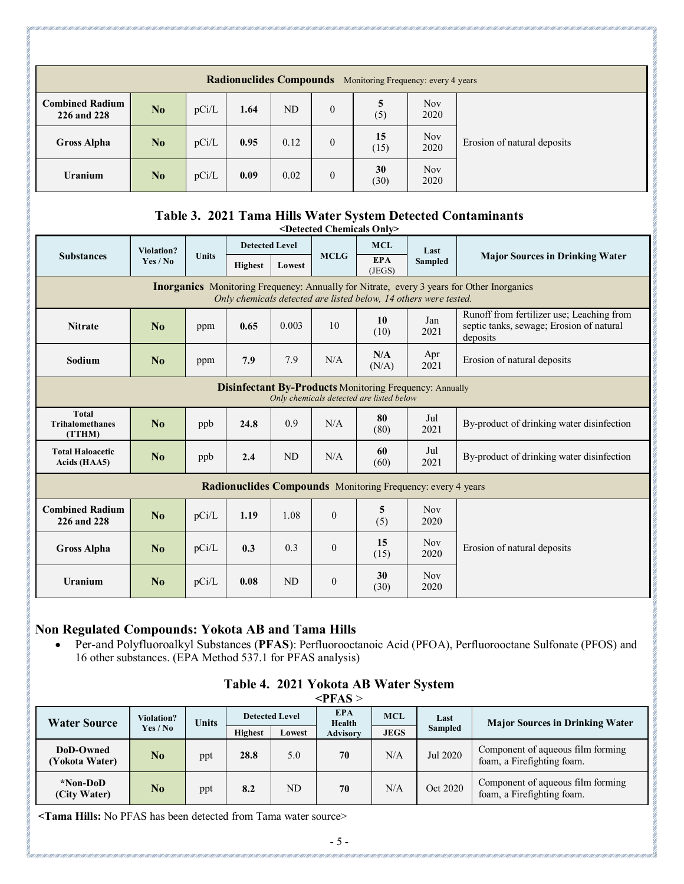| Radionuclides Compounds Monitoring Frequency: every 4 years | | | | | | | | |
|---|---|---|---|---|---|---|---|---|
| **Combined Radium 226 and 228** | **No** | pCi/L | **1.64** | ND | 0 | **5** (5) | Nov 2020 | Erosion of natural deposits |
| **Gross Alpha** | **No** | pCi/L | **0.95** | 0.12 | 0 | **15** (15) | Nov 2020 | |
| **Uranium** | **No** | pCi/L | **0.09** | 0.02 | 0 | **30** (30) | Nov 2020 | |

## Table 3. 2021 Tama Hills Water System Detected Contaminants

**<Detected Chemicals Only>**

| Substances | Violation? Yes / No | Units | Detected Level | | MCLG | MCL | Last Sampled | Major Sources in Drinking Water |
|---|---|---|---|---|---|---|---|---|
| | | | Highest | Lowest | | EPA (JEGS) | | |
| **Inorganics** Monitoring Frequency: Annually for Nitrate, every 3 years for Other Inorganics *Only chemicals detected are listed below, 14 others were tested.* | | | | | | | | |
| **Nitrate** | **No** | ppm | **0.65** | 0.003 | 10 | **10** (10) | Jan 2021 | Runoff from fertilizer use; Leaching from septic tanks, sewage; Erosion of natural deposits |
| **Sodium** | **No** | ppm | **7.9** | 7.9 | N/A | **N/A** (N/A) | Apr 2021 | Erosion of natural deposits |
| **Disinfectant By-Products** Monitoring Frequency: Annually *Only chemicals detected are listed below* | | | | | | | | |
| **Total Trihalomethanes (TTHM)** | **No** | ppb | **24.8** | 0.9 | N/A | **80** (80) | Jul 2021 | By-product of drinking water disinfection |
| **Total Haloacetic Acids (HAA5)** | **No** | ppb | **2.4** | ND | N/A | **60** (60) | Jul 2021 | By-product of drinking water disinfection |
| **Radionuclides Compounds** Monitoring Frequency: every 4 years | | | | | | | | |
| **Combined Radium 226 and 228** | **No** | pCi/L | **1.19** | 1.08 | 0 | **5** (5) | Nov 2020 | Erosion of natural deposits |
| **Gross Alpha** | **No** | pCi/L | **0.3** | 0.3 | 0 | **15** (15) | Nov 2020 | |
| **Uranium** | **No** | pCi/L | **0.08** | ND | 0 | **30** (30) | Nov 2020 | |

## Non Regulated Compounds: Yokota AB and Tama Hills

- Per-and Polyfluoroalkyl Substances (**PFAS**): Perfluorooctanoic Acid (PFOA), Perfluorooctane Sulfonate (PFOS) and 16 other substances. (EPA Method 537.1 for PFAS analysis)

## Table 4. 2021 Yokota AB Water System

**<PFAS >**

| Water Source | Violation? Yes / No | Units | Detected Level | | EPA Health Advisory | MCL | Last Sampled | Major Sources in Drinking Water |
|---|---|---|---|---|---|---|---|---|
| | | | Highest | Lowest | | JEGS | | |
| **DoD-Owned (Yokota Water)** | **No** | ppt | **28.8** | 5.0 | **70** | N/A | Jul 2020 | Component of aqueous film forming foam, a Firefighting foam. |
| ***Non-DoD (City Water)** | **No** | ppt | **8.2** | ND | **70** | N/A | Oct 2020 | Component of aqueous film forming foam, a Firefighting foam. |

<**Tama Hills:** No PFAS has been detected from Tama water source>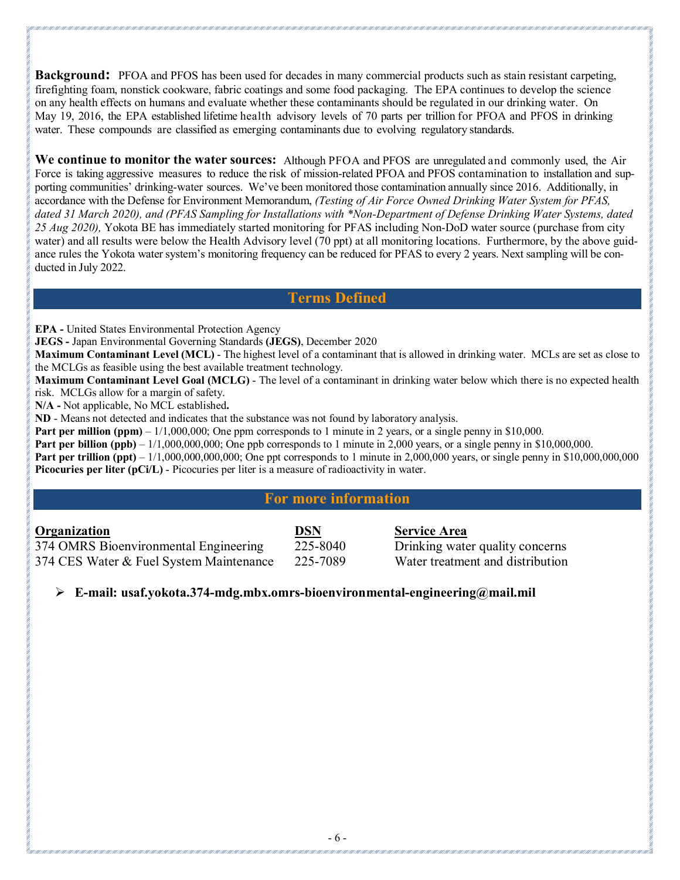**Background:** PFOA and PFOS has been used for decades in many commercial products such as stain resistant carpeting, firefighting foam, nonstick cookware, fabric coatings and some food packaging. The EPA continues to develop the science on any health effects on humans and evaluate whether these contaminants should be regulated in our drinking water. On May 19, 2016, the EPA established lifetime health advisory levels of 70 parts per trillion for PFOA and PFOS in drinking water. These compounds are classified as emerging contaminants due to evolving regulatory standards.

**We continue to monitor the water sources:** Although PFOA and PFOS are unregulated and commonly used, the Air Force is taking aggressive measures to reduce the risk of mission-related PFOA and PFOS contamination to installation and supporting communities' drinking-water sources. We've been monitored those contamination annually since 2016. Additionally, in accordance with the Defense for Environment Memorandum, *(Testing of Air Force Owned Drinking Water System for PFAS, dated 31 March 2020), and (PFAS Sampling for Installations with *Non-Department of Defense Drinking Water Systems, dated 25 Aug 2020),* Yokota BE has immediately started monitoring for PFAS including Non-DoD water source (purchase from city water) and all results were below the Health Advisory level (70 ppt) at all monitoring locations. Furthermore, by the above guidance rules the Yokota water system's monitoring frequency can be reduced for PFAS to every 2 years. Next sampling will be conducted in July 2022.

## Terms Defined

**EPA -** United States Environmental Protection Agency
**JEGS -** Japan Environmental Governing Standards **(JEGS)**, December 2020
**Maximum Contaminant Level (MCL)** - The highest level of a contaminant that is allowed in drinking water. MCLs are set as close to the MCLGs as feasible using the best available treatment technology.
**Maximum Contaminant Level Goal (MCLG)** - The level of a contaminant in drinking water below which there is no expected health risk. MCLGs allow for a margin of safety.
**N/A -** Not applicable, No MCL established**.**
**ND** - Means not detected and indicates that the substance was not found by laboratory analysis.
**Part per million (ppm)** – 1/1,000,000; One ppm corresponds to 1 minute in 2 years, or a single penny in $10,000.
**Part per billion (ppb)** – 1/1,000,000,000; One ppb corresponds to 1 minute in 2,000 years, or a single penny in $10,000,000.
**Part per trillion (ppt)** – 1/1,000,000,000,000; One ppt corresponds to 1 minute in 2,000,000 years, or single penny in $10,000,000,000
**Picocuries per liter (pCi/L)** - Picocuries per liter is a measure of radioactivity in water.

## For more information

| Organization | DSN | Service Area |
|---|---|---|
| 374 OMRS Bioenvironmental Engineering | 225-8040 | Drinking water quality concerns |
| 374 CES Water & Fuel System Maintenance | 225-7089 | Water treatment and distribution |

- **E-mail: usaf.yokota.374-mdg.mbx.omrs-bioenvironmental-engineering@mail.mil**